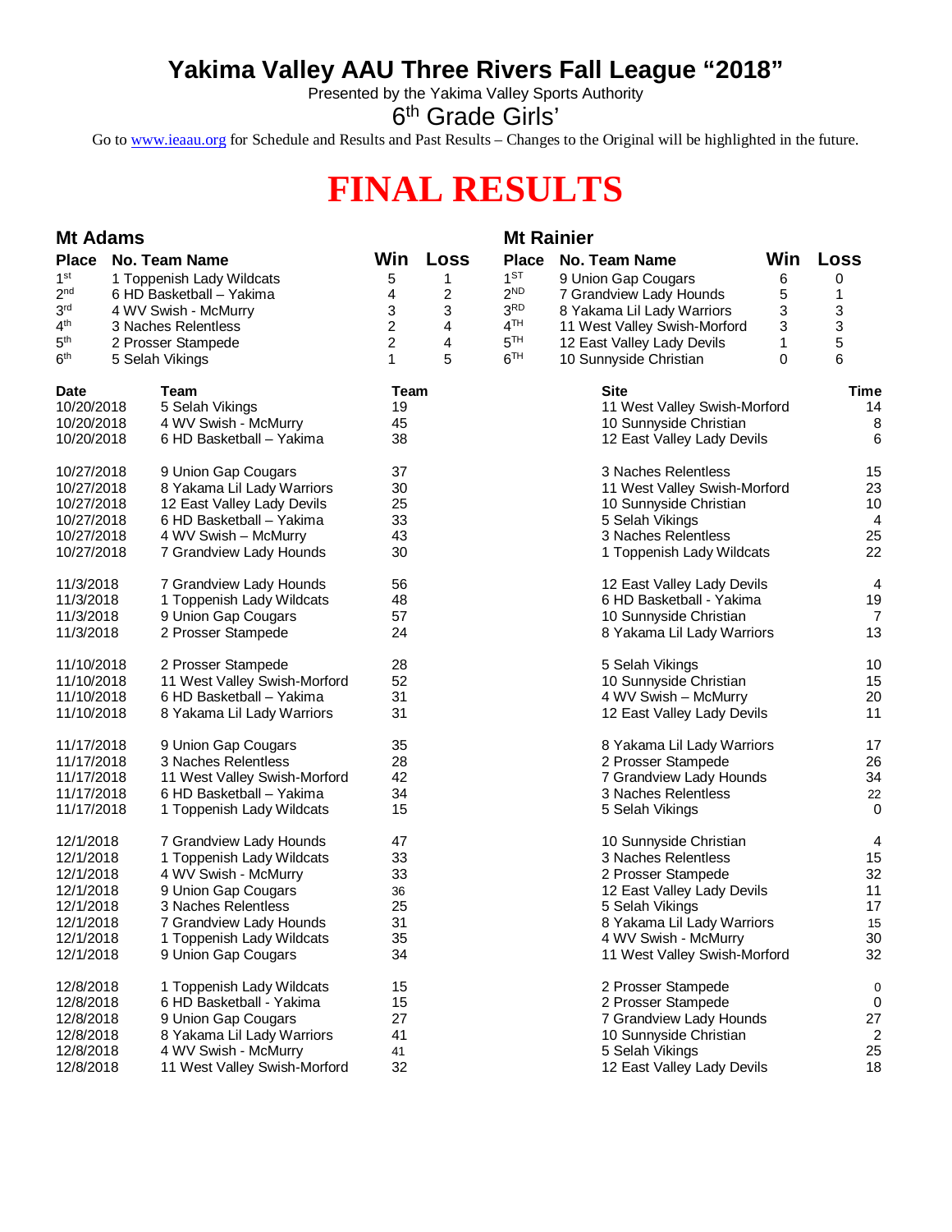# Yakima Valley AAU Three Rivers Fall League "2018"

Presented by the Yakima Valley Sports Authority

6th Grade Girls'

Go to www.ieaau.org for Schedule and Results and Past Results – Changes to the Original will be highlighted in the future.

# FINAL RESULTS

## Mt Adams

| Place | No. Team Name | Win | Loss |
|---|---|---|---|
| 1st | 1 Toppenish Lady Wildcats | 5 | 1 |
| 2nd | 6 HD Basketball – Yakima | 4 | 2 |
| 3rd | 4 WV Swish - McMurry | 3 | 3 |
| 4th | 3 Naches Relentless | 2 | 4 |
| 5th | 2 Prosser Stampede | 2 | 4 |
| 6th | 5 Selah Vikings | 1 | 5 |

## Mt Rainier

| Place | No. Team Name | Win | Loss |
|---|---|---|---|
| 1ST | 9 Union Gap Cougars | 6 | 0 |
| 2ND | 7 Grandview Lady Hounds | 5 | 1 |
| 3RD | 8 Yakama Lil Lady Warriors | 3 | 3 |
| 4TH | 11 West Valley Swish-Morford | 3 | 3 |
| 5TH | 12 East Valley Lady Devils | 1 | 5 |
| 6TH | 10 Sunnyside Christian | 0 | 6 |

| Date | Team | Team | Site | Time |
|---|---|---|---|---|
| 10/20/2018 | 5 Selah Vikings | 19 | 11 West Valley Swish-Morford | 14 |
| 10/20/2018 | 4 WV Swish - McMurry | 45 | 10 Sunnyside Christian | 8 |
| 10/20/2018 | 6 HD Basketball – Yakima | 38 | 12 East Valley Lady Devils | 6 |
| 10/27/2018 | 9 Union Gap Cougars | 37 | 3 Naches Relentless | 15 |
| 10/27/2018 | 8 Yakama Lil Lady Warriors | 30 | 11 West Valley Swish-Morford | 23 |
| 10/27/2018 | 12 East Valley Lady Devils | 25 | 10 Sunnyside Christian | 10 |
| 10/27/2018 | 6 HD Basketball – Yakima | 33 | 5 Selah Vikings | 4 |
| 10/27/2018 | 4 WV Swish – McMurry | 43 | 3 Naches Relentless | 25 |
| 10/27/2018 | 7 Grandview Lady Hounds | 30 | 1 Toppenish Lady Wildcats | 22 |
| 11/3/2018 | 7 Grandview Lady Hounds | 56 | 12 East Valley Lady Devils | 4 |
| 11/3/2018 | 1 Toppenish Lady Wildcats | 48 | 6 HD Basketball - Yakima | 19 |
| 11/3/2018 | 9 Union Gap Cougars | 57 | 10 Sunnyside Christian | 7 |
| 11/3/2018 | 2 Prosser Stampede | 24 | 8 Yakama Lil Lady Warriors | 13 |
| 11/10/2018 | 2 Prosser Stampede | 28 | 5 Selah Vikings | 10 |
| 11/10/2018 | 11 West Valley Swish-Morford | 52 | 10 Sunnyside Christian | 15 |
| 11/10/2018 | 6 HD Basketball – Yakima | 31 | 4 WV Swish – McMurry | 20 |
| 11/10/2018 | 8 Yakama Lil Lady Warriors | 31 | 12 East Valley Lady Devils | 11 |
| 11/17/2018 | 9 Union Gap Cougars | 35 | 8 Yakama Lil Lady Warriors | 17 |
| 11/17/2018 | 3 Naches Relentless | 28 | 2 Prosser Stampede | 26 |
| 11/17/2018 | 11 West Valley Swish-Morford | 42 | 7 Grandview Lady Hounds | 34 |
| 11/17/2018 | 6 HD Basketball – Yakima | 34 | 3 Naches Relentless | 22 |
| 11/17/2018 | 1 Toppenish Lady Wildcats | 15 | 5 Selah Vikings | 0 |
| 12/1/2018 | 7 Grandview Lady Hounds | 47 | 10 Sunnyside Christian | 4 |
| 12/1/2018 | 1 Toppenish Lady Wildcats | 33 | 3 Naches Relentless | 15 |
| 12/1/2018 | 4 WV Swish - McMurry | 33 | 2 Prosser Stampede | 32 |
| 12/1/2018 | 9 Union Gap Cougars | 36 | 12 East Valley Lady Devils | 11 |
| 12/1/2018 | 3 Naches Relentless | 25 | 5 Selah Vikings | 17 |
| 12/1/2018 | 7 Grandview Lady Hounds | 31 | 8 Yakama Lil Lady Warriors | 15 |
| 12/1/2018 | 1 Toppenish Lady Wildcats | 35 | 4 WV Swish - McMurry | 30 |
| 12/1/2018 | 9 Union Gap Cougars | 34 | 11 West Valley Swish-Morford | 32 |
| 12/8/2018 | 1 Toppenish Lady Wildcats | 15 | 2 Prosser Stampede | 0 |
| 12/8/2018 | 6 HD Basketball - Yakima | 15 | 2 Prosser Stampede | 0 |
| 12/8/2018 | 9 Union Gap Cougars | 27 | 7 Grandview Lady Hounds | 27 |
| 12/8/2018 | 8 Yakama Lil Lady Warriors | 41 | 10 Sunnyside Christian | 2 |
| 12/8/2018 | 4 WV Swish - McMurry | 41 | 5 Selah Vikings | 25 |
| 12/8/2018 | 11 West Valley Swish-Morford | 32 | 12 East Valley Lady Devils | 18 |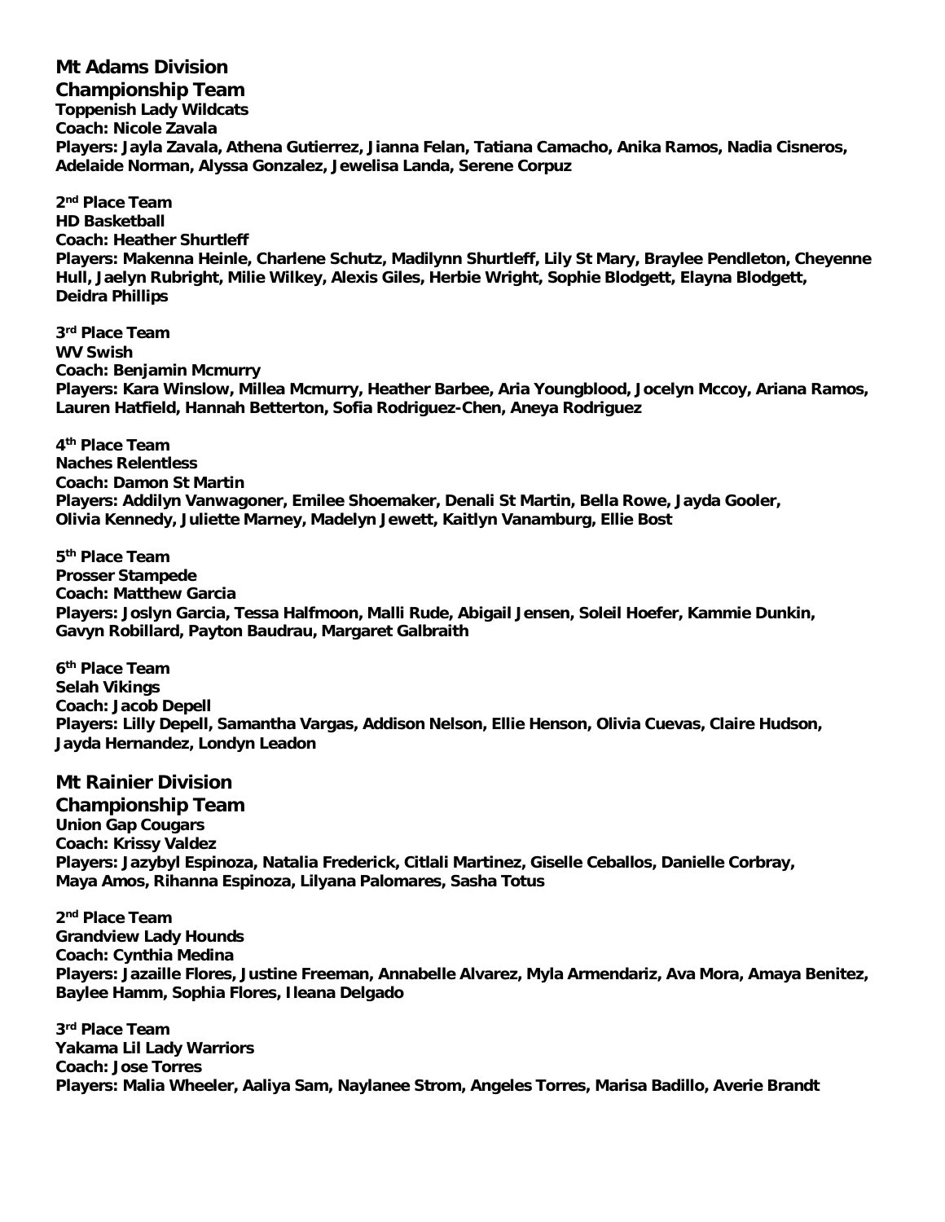## Mt Adams Division

### Championship Team

**Toppenish Lady Wildcats**
**Coach: Nicole Zavala**
**Players: Jayla Zavala, Athena Gutierrez, Jianna Felan, Tatiana Camacho, Anika Ramos, Nadia Cisneros, Adelaide Norman, Alyssa Gonzalez, Jewelisa Landa, Serene Corpuz**

**2nd Place Team**
**HD Basketball**
**Coach: Heather Shurtleff**
**Players: Makenna Heinle, Charlene Schutz, Madilynn Shurtleff, Lily St Mary, Braylee Pendleton, Cheyenne Hull, Jaelyn Rubright, Milie Wilkey, Alexis Giles, Herbie Wright, Sophie Blodgett, Elayna Blodgett, Deidra Phillips**

**3rd Place Team**
**WV Swish**
**Coach: Benjamin Mcmurry**
**Players: Kara Winslow, Millea Mcmurry, Heather Barbee, Aria Youngblood, Jocelyn Mccoy, Ariana Ramos, Lauren Hatfield, Hannah Betterton, Sofia Rodriguez-Chen, Aneya Rodriguez**

**4th Place Team**
**Naches Relentless**
**Coach: Damon St Martin**
**Players: Addilyn Vanwagoner, Emilee Shoemaker, Denali St Martin, Bella Rowe, Jayda Gooler, Olivia Kennedy, Juliette Marney, Madelyn Jewett, Kaitlyn Vanamburg, Ellie Bost**

**5th Place Team**
**Prosser Stampede**
**Coach: Matthew Garcia**
**Players: Joslyn Garcia, Tessa Halfmoon, Malli Rude, Abigail Jensen, Soleil Hoefer, Kammie Dunkin, Gavyn Robillard, Payton Baudrau, Margaret Galbraith**

**6th Place Team**
**Selah Vikings**
**Coach: Jacob Depell**
**Players: Lilly Depell, Samantha Vargas, Addison Nelson, Ellie Henson, Olivia Cuevas, Claire Hudson, Jayda Hernandez, Londyn Leadon**

## Mt Rainier Division

### Championship Team

**Union Gap Cougars**
**Coach: Krissy Valdez**
**Players: Jazybyl Espinoza, Natalia Frederick, Citlali Martinez, Giselle Ceballos, Danielle Corbray, Maya Amos, Rihanna Espinoza, Lilyana Palomares, Sasha Totus**

**2nd Place Team**
**Grandview Lady Hounds**
**Coach: Cynthia Medina**
**Players: Jazaille Flores, Justine Freeman, Annabelle Alvarez, Myla Armendariz, Ava Mora, Amaya Benitez, Baylee Hamm, Sophia Flores, Ileana Delgado**

**3rd Place Team**
**Yakama Lil Lady Warriors**
**Coach: Jose Torres**
**Players: Malia Wheeler, Aaliya Sam, Naylanee Strom, Angeles Torres, Marisa Badillo, Averie Brandt**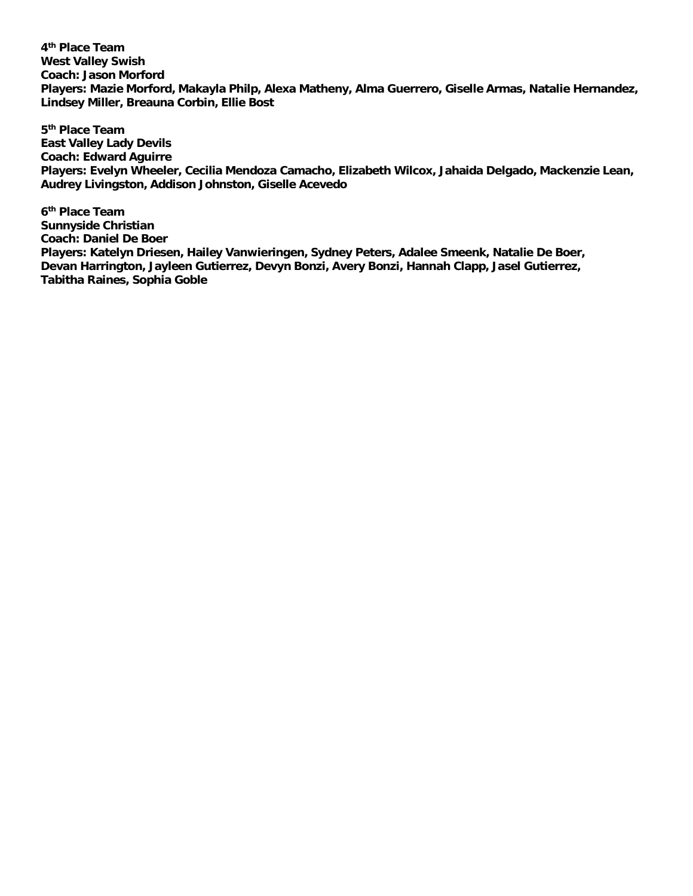**4th Place Team**
**West Valley Swish**
**Coach: Jason Morford**
**Players: Mazie Morford, Makayla Philp, Alexa Matheny, Alma Guerrero, Giselle Armas, Natalie Hernandez, Lindsey Miller, Breauna Corbin, Ellie Bost**

**5th Place Team**
**East Valley Lady Devils**
**Coach: Edward Aguirre**
**Players: Evelyn Wheeler, Cecilia Mendoza Camacho, Elizabeth Wilcox, Jahaida Delgado, Mackenzie Lean, Audrey Livingston, Addison Johnston, Giselle Acevedo**

**6th Place Team**
**Sunnyside Christian**
**Coach: Daniel De Boer**
**Players: Katelyn Driesen, Hailey Vanwieringen, Sydney Peters, Adalee Smeenk, Natalie De Boer, Devan Harrington, Jayleen Gutierrez, Devyn Bonzi, Avery Bonzi, Hannah Clapp, Jasel Gutierrez, Tabitha Raines, Sophia Goble**